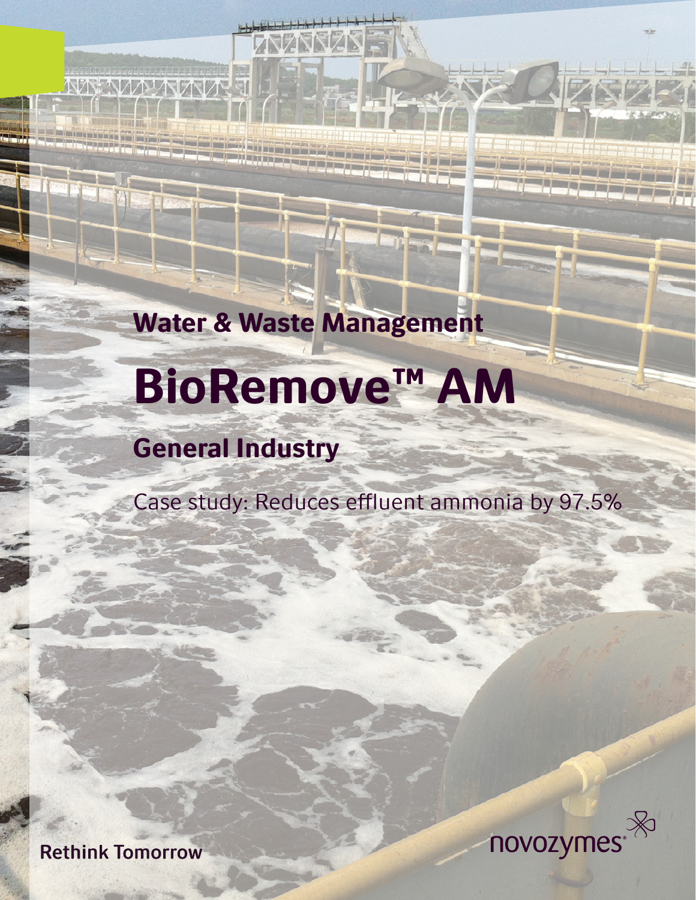Water & Waste Management

# BioRemove™ AM

## General Industry

Case study: Reduces effluent ammonia by 97.5%

Rethink Tomorrow

novozymes®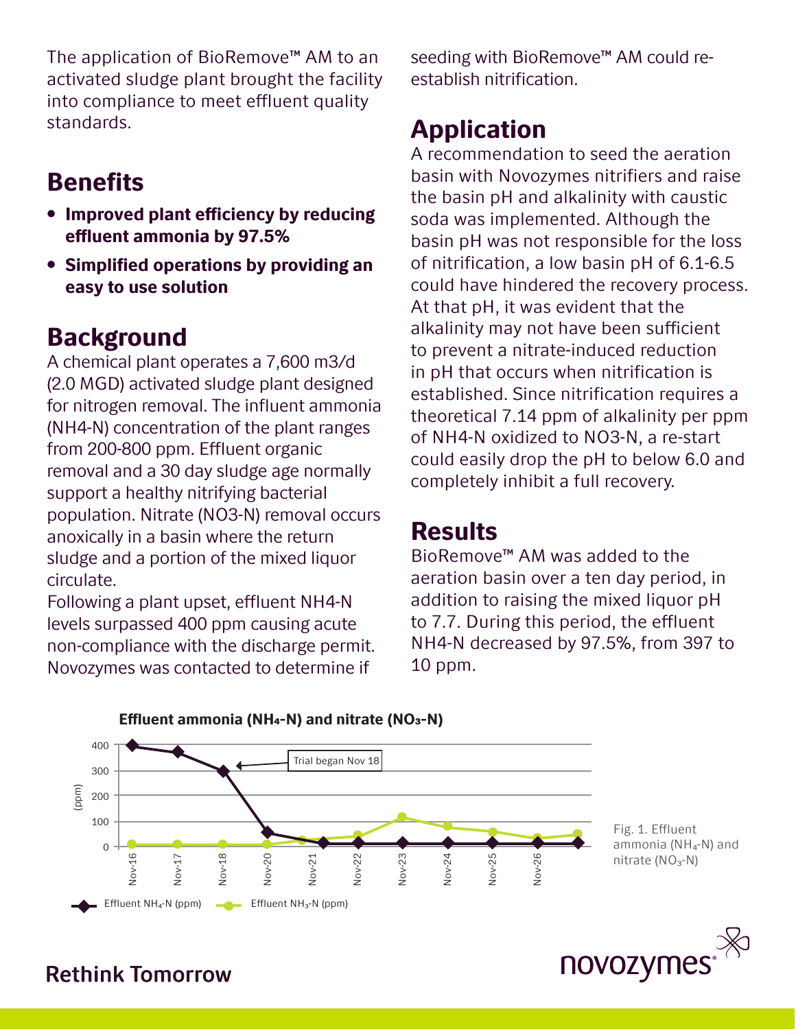The application of BioRemove™ AM to an activated sludge plant brought the facility into compliance to meet effluent quality standards.

## Benefits

- **Improved plant efficiency by reducing effluent ammonia by 97.5%**
- **Simplified operations by providing an easy to use solution**

## Background

A chemical plant operates a 7,600 m3/d (2.0 MGD) activated sludge plant designed for nitrogen removal. The influent ammonia (NH4-N) concentration of the plant ranges from 200-800 ppm. Effluent organic removal and a 30 day sludge age normally support a healthy nitrifying bacterial population. Nitrate (NO3-N) removal occurs anoxically in a basin where the return sludge and a portion of the mixed liquor circulate.

Following a plant upset, effluent NH4-N levels surpassed 400 ppm causing acute non-compliance with the discharge permit. Novozymes was contacted to determine if seeding with BioRemove™ AM could re-establish nitrification.

## Application

A recommendation to seed the aeration basin with Novozymes nitrifiers and raise the basin pH and alkalinity with caustic soda was implemented. Although the basin pH was not responsible for the loss of nitrification, a low basin pH of 6.1-6.5 could have hindered the recovery process. At that pH, it was evident that the alkalinity may not have been sufficient to prevent a nitrate-induced reduction in pH that occurs when nitrification is established. Since nitrification requires a theoretical 7.14 ppm of alkalinity per ppm of NH4-N oxidized to NO3-N, a re-start could easily drop the pH to below 6.0 and completely inhibit a full recovery.

## Results

BioRemove™ AM was added to the aeration basin over a ten day period, in addition to raising the mixed liquor pH to 7.7. During this period, the effluent NH4-N decreased by 97.5%, from 397 to 10 ppm.

**Effluent ammonia ($NH_4$-N) and nitrate ($NO_3$-N)**

Fig. 1. Effluent ammonia ($NH_4$-N) and nitrate ($NO_3$-N)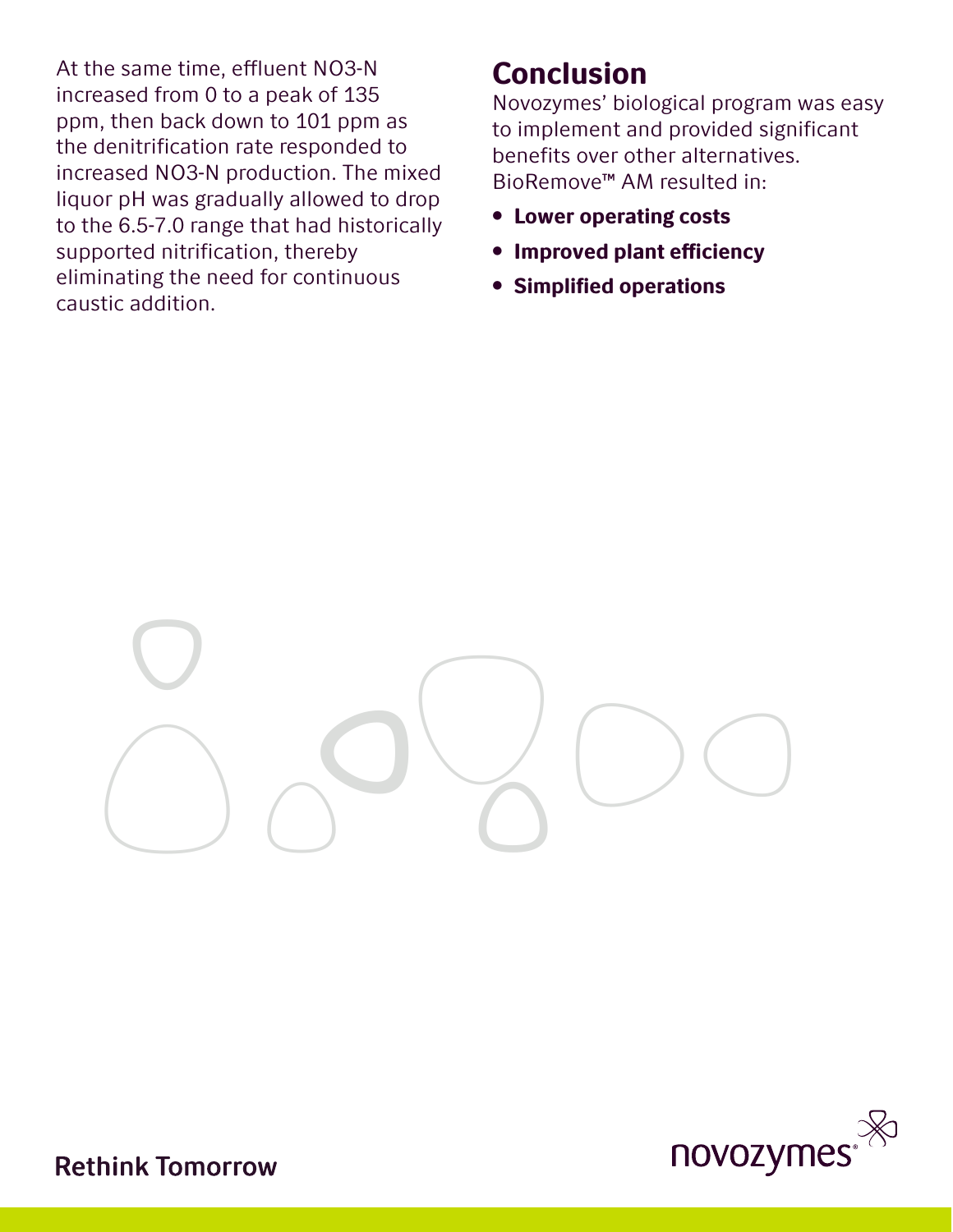At the same time, effluent NO3-N increased from 0 to a peak of 135 ppm, then back down to 101 ppm as the denitrification rate responded to increased NO3-N production. The mixed liquor pH was gradually allowed to drop to the 6.5-7.0 range that had historically supported nitrification, thereby eliminating the need for continuous caustic addition.

## Conclusion

Novozymes' biological program was easy to implement and provided significant benefits over other alternatives. BioRemove™ AM resulted in:

- **Lower operating costs**
- **Improved plant efficiency**
- **Simplified operations**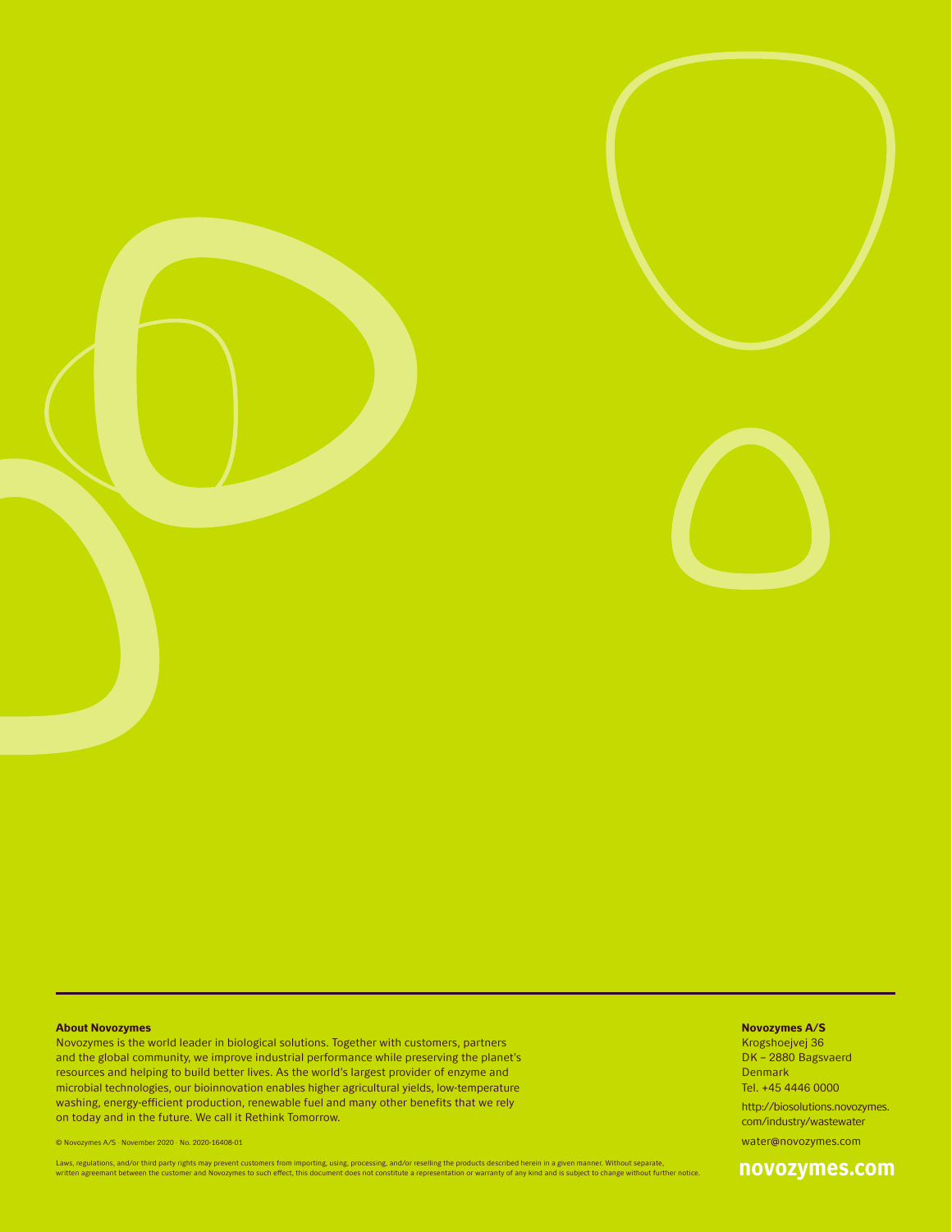**About Novozymes**

Novozymes is the world leader in biological solutions. Together with customers, partners and the global community, we improve industrial performance while preserving the planet's resources and helping to build better lives. As the world's largest provider of enzyme and microbial technologies, our bioinnovation enables higher agricultural yields, low-temperature washing, energy-efficient production, renewable fuel and many other benefits that we rely on today and in the future. We call it Rethink Tomorrow.

© Novozymes A/S · November 2020 · No. 2020-16408-01

Laws, regulations, and/or third party rights may prevent customers from importing, using, processing, and/or reselling the products described herein in a given manner. Without separate, written agreemant between the customer and Novozymes to such effect, this document does not constitute a representation or warranty of any kind and is subject to change without further notice.

**Novozymes A/S**
Krogshoejvej 36
DK – 2880 Bagsvaerd
Denmark
Tel. +45 4446 0000

http://biosolutions.novozymes.com/industry/wastewater

water@novozymes.com

**novozymes.com**